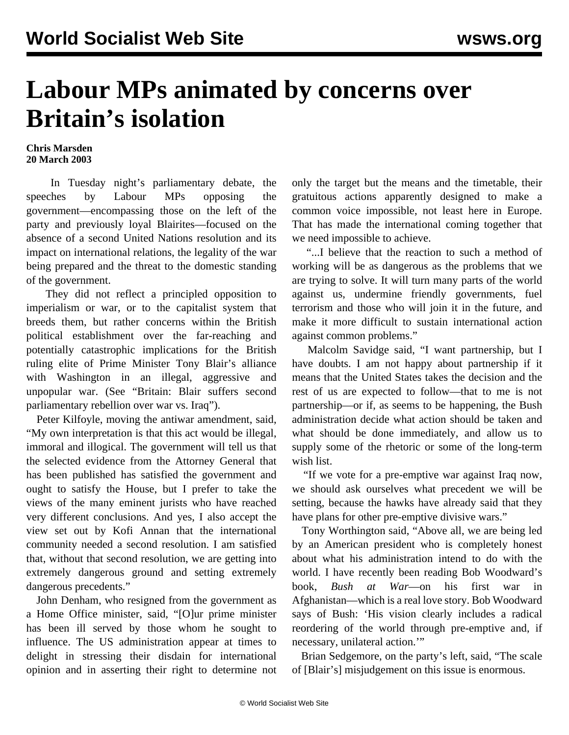# Labour MPs animated by concerns over Britain's isolation

**Chris Marsden**
**20 March 2003**

In Tuesday night's parliamentary debate, the speeches by Labour MPs opposing the government—encompassing those on the left of the party and previously loyal Blairites—focused on the absence of a second United Nations resolution and its impact on international relations, the legality of the war being prepared and the threat to the domestic standing of the government.

They did not reflect a principled opposition to imperialism or war, or to the capitalist system that breeds them, but rather concerns within the British political establishment over the far-reaching and potentially catastrophic implications for the British ruling elite of Prime Minister Tony Blair's alliance with Washington in an illegal, aggressive and unpopular war. (See "Britain: Blair suffers second parliamentary rebellion over war vs. Iraq").

Peter Kilfoyle, moving the antiwar amendment, said, "My own interpretation is that this act would be illegal, immoral and illogical. The government will tell us that the selected evidence from the Attorney General that has been published has satisfied the government and ought to satisfy the House, but I prefer to take the views of the many eminent jurists who have reached very different conclusions. And yes, I also accept the view set out by Kofi Annan that the international community needed a second resolution. I am satisfied that, without that second resolution, we are getting into extremely dangerous ground and setting extremely dangerous precedents."

John Denham, who resigned from the government as a Home Office minister, said, "[O]ur prime minister has been ill served by those whom he sought to influence. The US administration appear at times to delight in stressing their disdain for international opinion and in asserting their right to determine not only the target but the means and the timetable, their gratuitous actions apparently designed to make a common voice impossible, not least here in Europe. That has made the international coming together that we need impossible to achieve.

"...I believe that the reaction to such a method of working will be as dangerous as the problems that we are trying to solve. It will turn many parts of the world against us, undermine friendly governments, fuel terrorism and those who will join it in the future, and make it more difficult to sustain international action against common problems."

Malcolm Savidge said, "I want partnership, but I have doubts. I am not happy about partnership if it means that the United States takes the decision and the rest of us are expected to follow—that to me is not partnership—or if, as seems to be happening, the Bush administration decide what action should be taken and what should be done immediately, and allow us to supply some of the rhetoric or some of the long-term wish list.

"If we vote for a pre-emptive war against Iraq now, we should ask ourselves what precedent we will be setting, because the hawks have already said that they have plans for other pre-emptive divisive wars."

Tony Worthington said, "Above all, we are being led by an American president who is completely honest about what his administration intend to do with the world. I have recently been reading Bob Woodward's book, *Bush at War*—on his first war in Afghanistan—which is a real love story. Bob Woodward says of Bush: 'His vision clearly includes a radical reordering of the world through pre-emptive and, if necessary, unilateral action.'"

Brian Sedgemore, on the party's left, said, "The scale of [Blair's] misjudgement on this issue is enormous.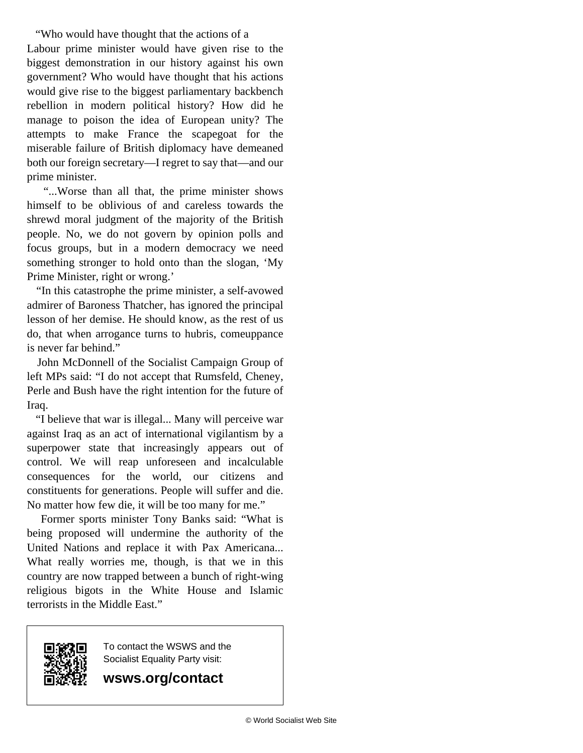"Who would have thought that the actions of a Labour prime minister would have given rise to the biggest demonstration in our history against his own government? Who would have thought that his actions would give rise to the biggest parliamentary backbench rebellion in modern political history? How did he manage to poison the idea of European unity? The attempts to make France the scapegoat for the miserable failure of British diplomacy have demeaned both our foreign secretary—I regret to say that—and our prime minister.

"...Worse than all that, the prime minister shows himself to be oblivious of and careless towards the shrewd moral judgment of the majority of the British people. No, we do not govern by opinion polls and focus groups, but in a modern democracy we need something stronger to hold onto than the slogan, 'My Prime Minister, right or wrong.'

"In this catastrophe the prime minister, a self-avowed admirer of Baroness Thatcher, has ignored the principal lesson of her demise. He should know, as the rest of us do, that when arrogance turns to hubris, comeuppance is never far behind."

John McDonnell of the Socialist Campaign Group of left MPs said: "I do not accept that Rumsfeld, Cheney, Perle and Bush have the right intention for the future of Iraq.

"I believe that war is illegal... Many will perceive war against Iraq as an act of international vigilantism by a superpower state that increasingly appears out of control. We will reap unforeseen and incalculable consequences for the world, our citizens and constituents for generations. People will suffer and die. No matter how few die, it will be too many for me."

Former sports minister Tony Banks said: "What is being proposed will undermine the authority of the United Nations and replace it with Pax Americana... What really worries me, though, is that we in this country are now trapped between a bunch of right-wing religious bigots in the White House and Islamic terrorists in the Middle East."

To contact the WSWS and the Socialist Equality Party visit:

**wsws.org/contact**